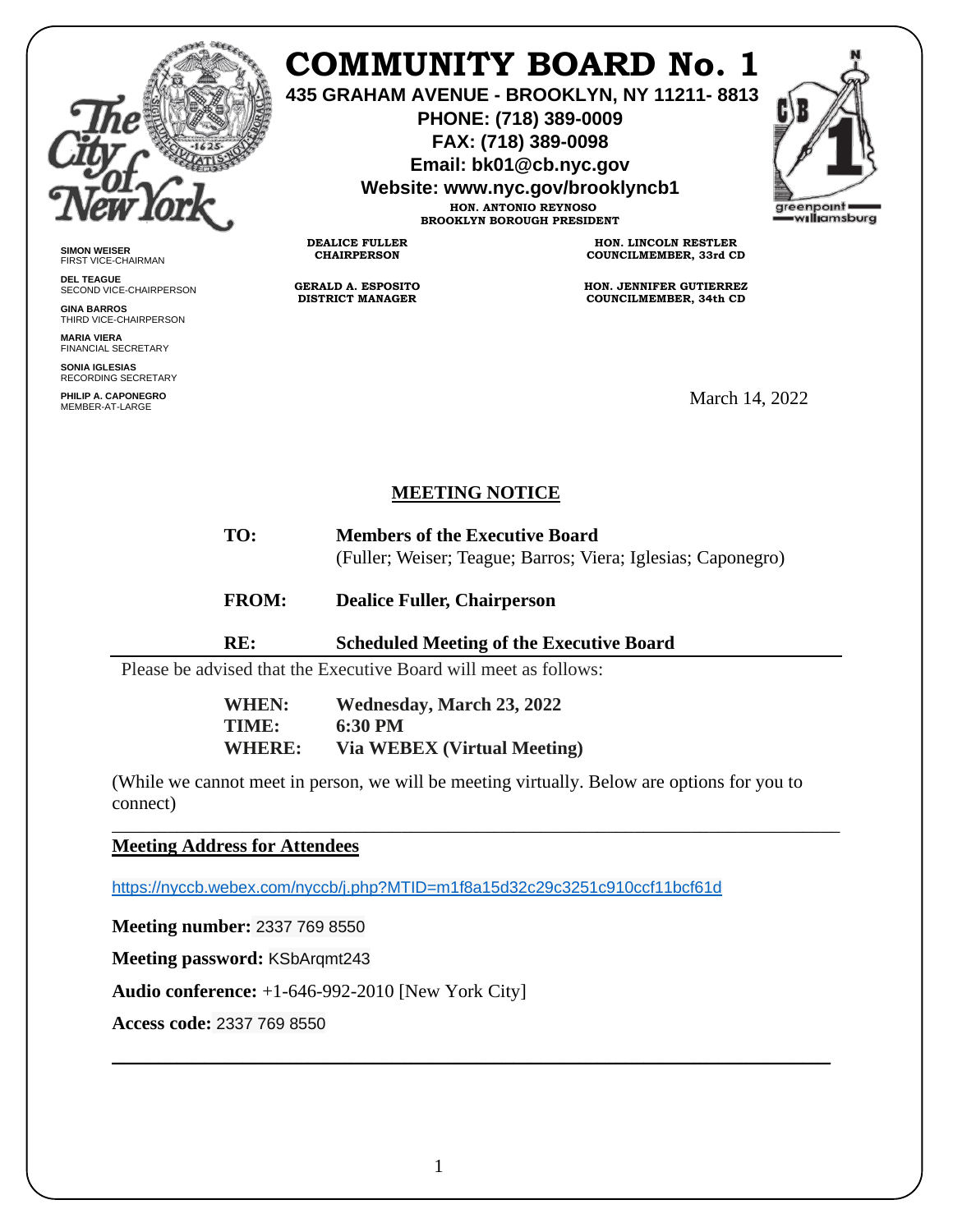# COMMUNITY BOARD No. 1

**435 GRAHAM AVENUE - BROOKLYN, NY 11211- 8813**
**PHONE: (718) 389-0009**
**FAX: (718) 389-0098**
**Email: bk01@cb.nyc.gov**
**Website: www.nyc.gov/brooklyncb1**

**HON. ANTONIO REYNOSO**
**BROOKLYN BOROUGH PRESIDENT**

**DEALICE FULLER**
**CHAIRPERSON**

**HON. LINCOLN RESTLER**
**COUNCILMEMBER, 33rd CD**

**GERALD A. ESPOSITO**
**DISTRICT MANAGER**

**HON. JENNIFER GUTIERREZ**
**COUNCILMEMBER, 34th CD**

**SIMON WEISER**
FIRST VICE-CHAIRMAN

**DEL TEAGUE**
SECOND VICE-CHAIRPERSON

**GINA BARROS**
THIRD VICE-CHAIRPERSON

**MARIA VIERA**
FINANCIAL SECRETARY

**SONIA IGLESIAS**
RECORDING SECRETARY

**PHILIP A. CAPONEGRO**
MEMBER-AT-LARGE

March 14, 2022

## MEETING NOTICE

**TO:** **Members of the Executive Board**
(Fuller; Weiser; Teague; Barros; Viera; Iglesias; Caponegro)

**FROM:** **Dealice Fuller, Chairperson**

**RE:** **Scheduled Meeting of the Executive Board**

Please be advised that the Executive Board will meet as follows:

**WHEN:** **Wednesday, March 23, 2022**
**TIME:** **6:30 PM**
**WHERE:** **Via WEBEX (Virtual Meeting)**

(While we cannot meet in person, we will be meeting virtually. Below are options for you to connect)

---

**Meeting Address for Attendees**

https://nyccb.webex.com/nyccb/j.php?MTID=m1f8a15d32c29c3251c910ccf11bcf61d

**Meeting number:** 2337 769 8550

**Meeting password:** KSbArqmt243

**Audio conference:** +1-646-992-2010 [New York City]

**Access code:** 2337 769 8550

---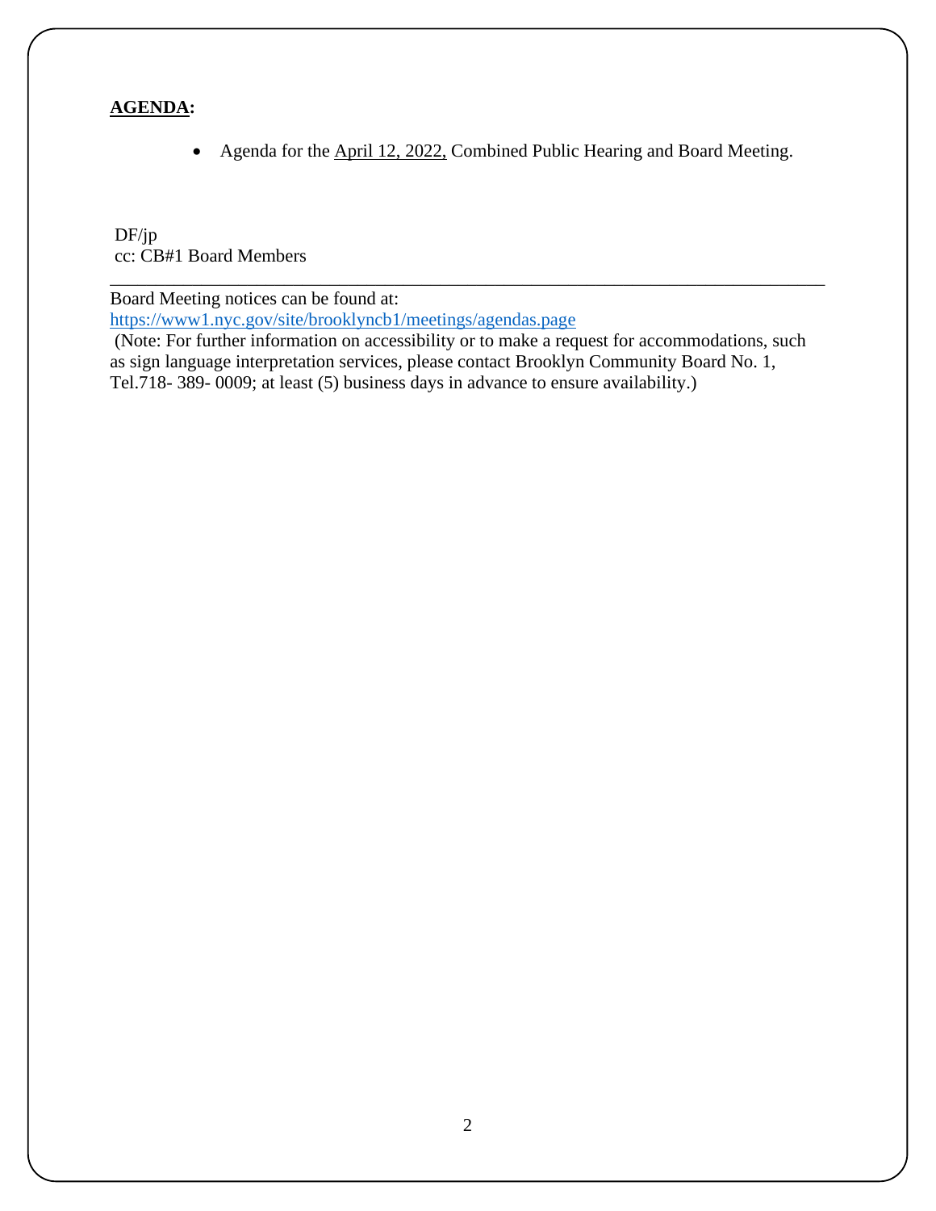**AGENDA:**

- Agenda for the April 12, 2022, Combined Public Hearing and Board Meeting.

DF/jp
cc: CB#1 Board Members

---

Board Meeting notices can be found at:
https://www1.nyc.gov/site/brooklyncb1/meetings/agendas.page
(Note: For further information on accessibility or to make a request for accommodations, such as sign language interpretation services, please contact Brooklyn Community Board No. 1, Tel.718- 389- 0009; at least (5) business days in advance to ensure availability.)